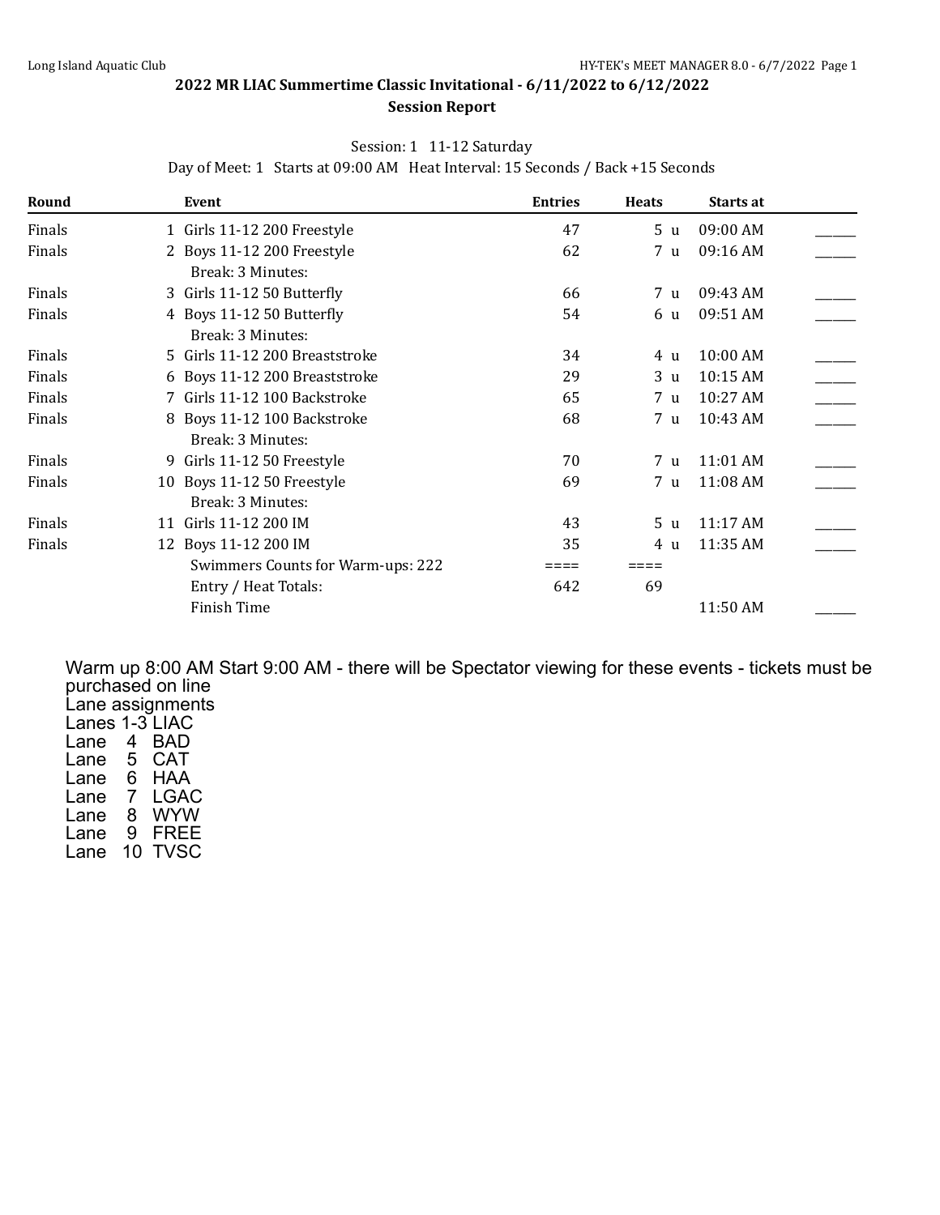# 2022 MR LIAC Summertime Classic Invitational - 6/11/2022 to 6/12/2022

## Session Report

Session: 1 11-12 Saturday

Day of Meet: 1 Starts at 09:00 AM Heat Interval: 15 Seconds / Back +15 Seconds

| Round | Event | Entries | Heats | Starts at | |
|---|---|---|---|---|---|
| Finals | 1 Girls 11-12 200 Freestyle | 47 | 5 u | 09:00 AM | ______ |
| Finals | 2 Boys 11-12 200 Freestyle | 62 | 7 u | 09:16 AM | ______ |
| | Break: 3 Minutes: | | | | |
| Finals | 3 Girls 11-12 50 Butterfly | 66 | 7 u | 09:43 AM | ______ |
| Finals | 4 Boys 11-12 50 Butterfly | 54 | 6 u | 09:51 AM | ______ |
| | Break: 3 Minutes: | | | | |
| Finals | 5 Girls 11-12 200 Breaststroke | 34 | 4 u | 10:00 AM | ______ |
| Finals | 6 Boys 11-12 200 Breaststroke | 29 | 3 u | 10:15 AM | ______ |
| Finals | 7 Girls 11-12 100 Backstroke | 65 | 7 u | 10:27 AM | ______ |
| Finals | 8 Boys 11-12 100 Backstroke | 68 | 7 u | 10:43 AM | ______ |
| | Break: 3 Minutes: | | | | |
| Finals | 9 Girls 11-12 50 Freestyle | 70 | 7 u | 11:01 AM | ______ |
| Finals | 10 Boys 11-12 50 Freestyle | 69 | 7 u | 11:08 AM | ______ |
| | Break: 3 Minutes: | | | | |
| Finals | 11 Girls 11-12 200 IM | 43 | 5 u | 11:17 AM | ______ |
| Finals | 12 Boys 11-12 200 IM | 35 | 4 u | 11:35 AM | ______ |
| | Swimmers Counts for Warm-ups: 222 | ==== | ==== | | |
| | Entry / Heat Totals: | 642 | 69 | | |
| | Finish Time | | | 11:50 AM | ______ |

Warm up 8:00 AM Start 9:00 AM - there will be Spectator viewing for these events - tickets must be purchased on line

Lane assignments

Lanes 1-3 LIAC
Lane 4 BAD
Lane 5 CAT
Lane 6 HAA
Lane 7 LGAC
Lane 8 WYW
Lane 9 FREE
Lane 10 TVSC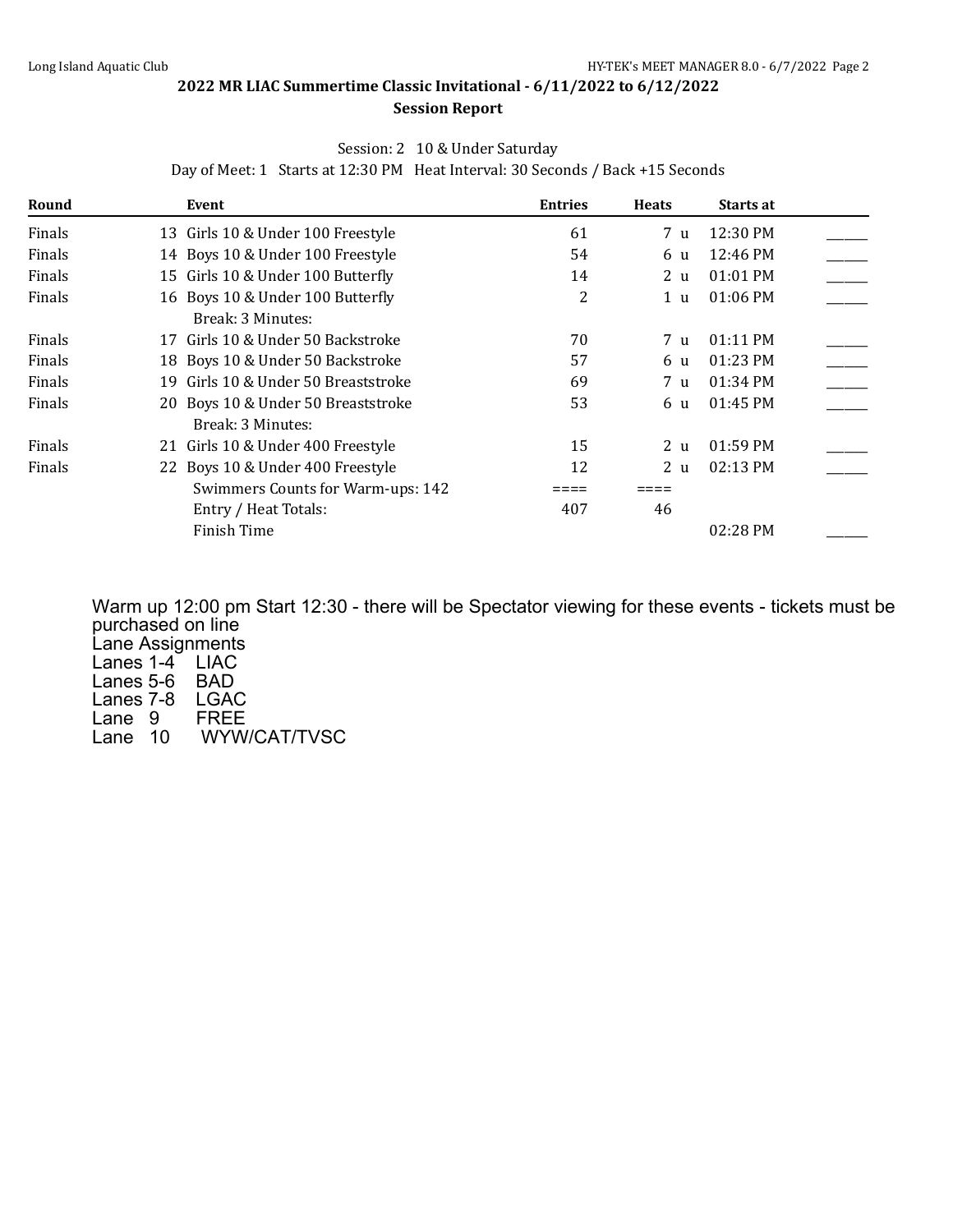## 2022 MR LIAC Summertime Classic Invitational - 6/11/2022 to 6/12/2022

### Session Report

Session: 2 10 & Under Saturday

Day of Meet: 1 Starts at 12:30 PM Heat Interval: 30 Seconds / Back +15 Seconds

| Round | Event | Entries | Heats | Starts at | |
|---|---|---|---|---|---|
| Finals | 13 Girls 10 & Under 100 Freestyle | 61 | 7 u | 12:30 PM | ______ |
| Finals | 14 Boys 10 & Under 100 Freestyle | 54 | 6 u | 12:46 PM | ______ |
| Finals | 15 Girls 10 & Under 100 Butterfly | 14 | 2 u | 01:01 PM | ______ |
| Finals | 16 Boys 10 & Under 100 Butterfly | 2 | 1 u | 01:06 PM | ______ |
| | Break: 3 Minutes: | | | | |
| Finals | 17 Girls 10 & Under 50 Backstroke | 70 | 7 u | 01:11 PM | ______ |
| Finals | 18 Boys 10 & Under 50 Backstroke | 57 | 6 u | 01:23 PM | ______ |
| Finals | 19 Girls 10 & Under 50 Breaststroke | 69 | 7 u | 01:34 PM | ______ |
| Finals | 20 Boys 10 & Under 50 Breaststroke | 53 | 6 u | 01:45 PM | ______ |
| | Break: 3 Minutes: | | | | |
| Finals | 21 Girls 10 & Under 400 Freestyle | 15 | 2 u | 01:59 PM | ______ |
| Finals | 22 Boys 10 & Under 400 Freestyle | 12 | 2 u | 02:13 PM | ______ |
| | Swimmers Counts for Warm-ups: 142 | ==== | ==== | | |
| | Entry / Heat Totals: | 407 | 46 | | |
| | Finish Time | | | 02:28 PM | ______ |

Warm up 12:00 pm Start 12:30 - there will be Spectator viewing for these events - tickets must be purchased on line

Lane Assignments

Lanes 1-4 LIAC

Lanes 5-6 BAD

Lanes 7-8 LGAC

Lane 9 FREE

Lane 10 WYW/CAT/TVSC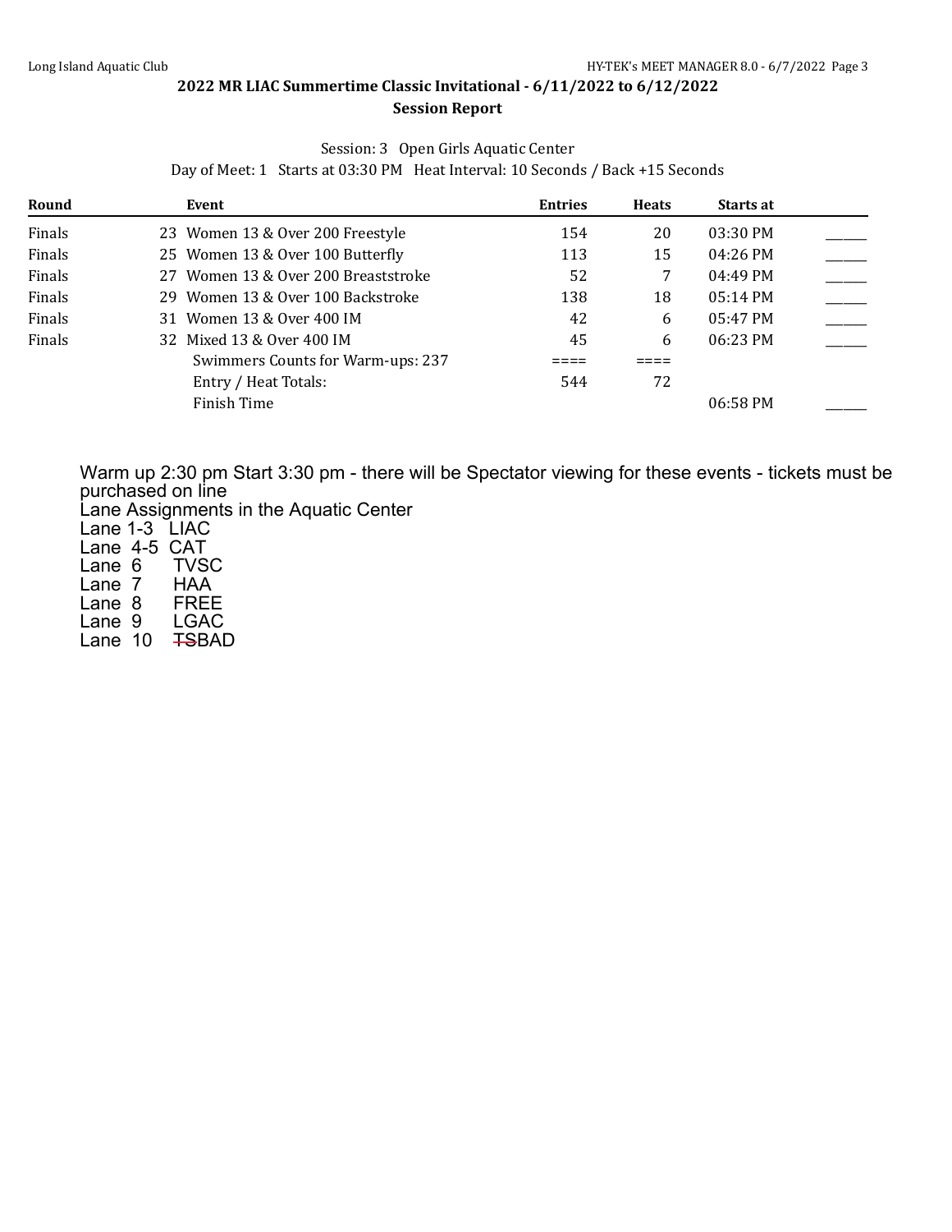## 2022 MR LIAC Summertime Classic Invitational - 6/11/2022 to 6/12/2022

### Session Report

Session: 3 Open Girls Aquatic Center

Day of Meet: 1 Starts at 03:30 PM Heat Interval: 10 Seconds / Back +15 Seconds

| Round | Event | Entries | Heats | Starts at | |
|---|---|---|---|---|---|
| Finals | 23 Women 13 & Over 200 Freestyle | 154 | 20 | 03:30 PM | ______ |
| Finals | 25 Women 13 & Over 100 Butterfly | 113 | 15 | 04:26 PM | ______ |
| Finals | 27 Women 13 & Over 200 Breaststroke | 52 | 7 | 04:49 PM | ______ |
| Finals | 29 Women 13 & Over 100 Backstroke | 138 | 18 | 05:14 PM | ______ |
| Finals | 31 Women 13 & Over 400 IM | 42 | 6 | 05:47 PM | ______ |
| Finals | 32 Mixed 13 & Over 400 IM | 45 | 6 | 06:23 PM | ______ |
| | Swimmers Counts for Warm-ups: 237 | ==== | ==== | | |
| | Entry / Heat Totals: | 544 | 72 | | |
| | Finish Time | | | 06:58 PM | ______ |

Warm up 2:30 pm Start 3:30 pm - there will be Spectator viewing for these events - tickets must be purchased on line

Lane Assignments in the Aquatic Center

Lane 1-3 LIAC
Lane 4-5 CAT
Lane 6 TVSC
Lane 7 HAA
Lane 8 FREE
Lane 9 LGAC
Lane 10 ~~TS~~BAD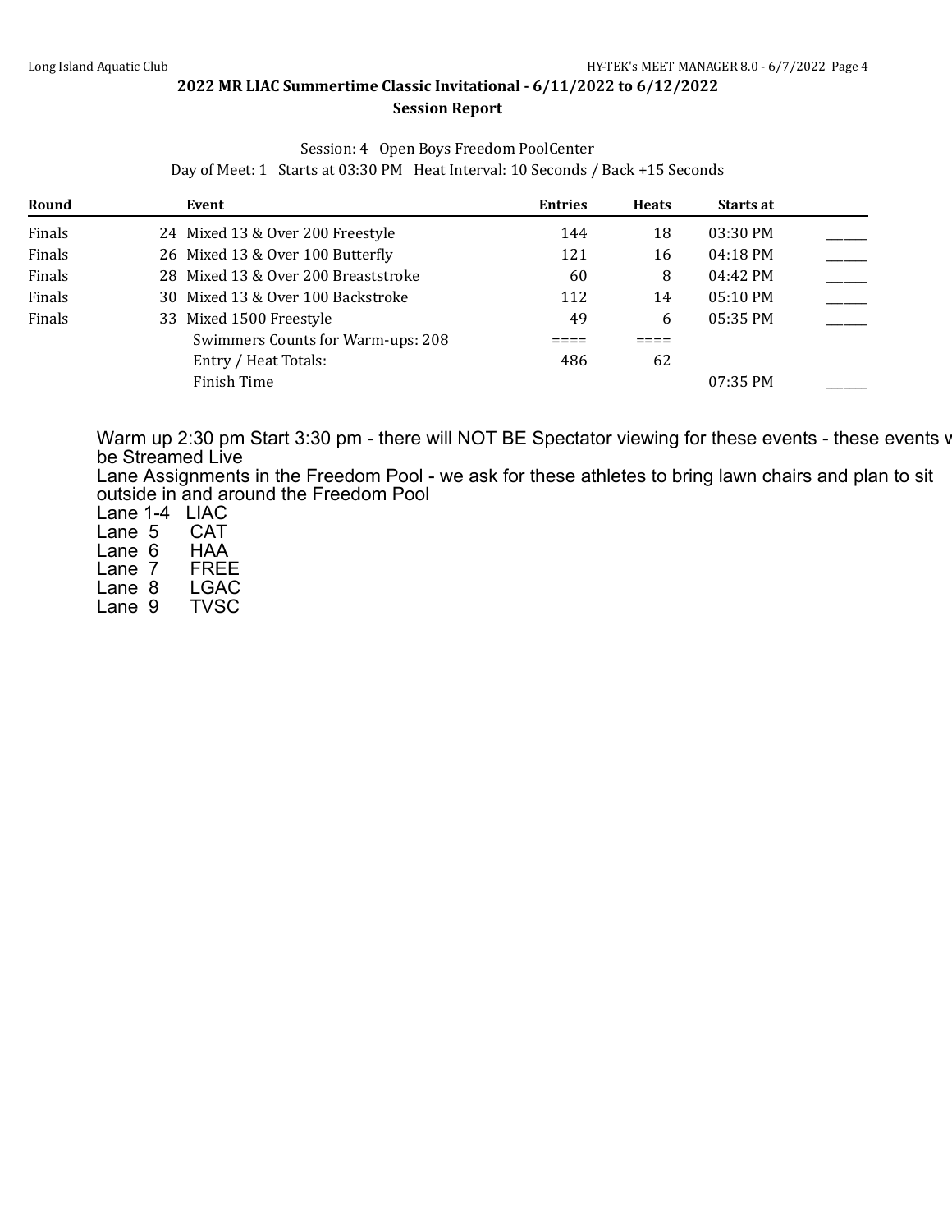## 2022 MR LIAC Summertime Classic Invitational - 6/11/2022 to 6/12/2022

### Session Report

Session: 4 Open Boys Freedom PoolCenter

Day of Meet: 1 Starts at 03:30 PM Heat Interval: 10 Seconds / Back +15 Seconds

| Round | Event | Entries | Heats | Starts at | |
|---|---|---|---|---|---|
| Finals | 24 Mixed 13 & Over 200 Freestyle | 144 | 18 | 03:30 PM | ______ |
| Finals | 26 Mixed 13 & Over 100 Butterfly | 121 | 16 | 04:18 PM | ______ |
| Finals | 28 Mixed 13 & Over 200 Breaststroke | 60 | 8 | 04:42 PM | ______ |
| Finals | 30 Mixed 13 & Over 100 Backstroke | 112 | 14 | 05:10 PM | ______ |
| Finals | 33 Mixed 1500 Freestyle | 49 | 6 | 05:35 PM | ______ |
| | Swimmers Counts for Warm-ups: 208 | ==== | ==== | | |
| | Entry / Heat Totals: | 486 | 62 | | |
| | Finish Time | | | 07:35 PM | ______ |

Warm up 2:30 pm Start 3:30 pm - there will NOT BE Spectator viewing for these events - these events v be Streamed Live

Lane Assignments in the Freedom Pool - we ask for these athletes to bring lawn chairs and plan to sit outside in and around the Freedom Pool

Lane 1-4 LIAC
Lane 5 CAT
Lane 6 HAA
Lane 7 FREE
Lane 8 LGAC
Lane 9 TVSC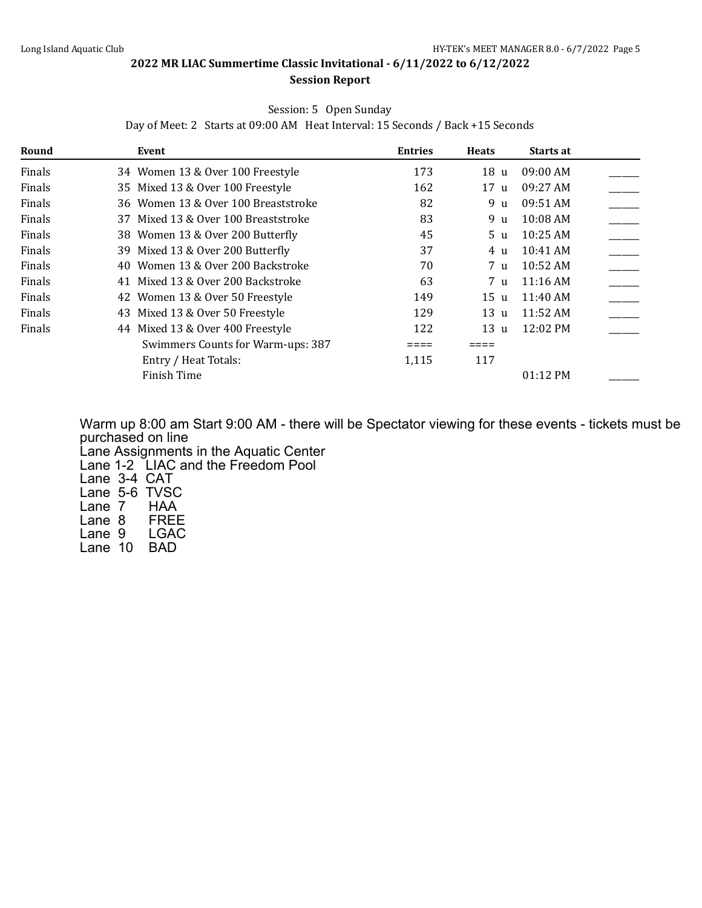## 2022 MR LIAC Summertime Classic Invitational - 6/11/2022 to 6/12/2022

### Session Report

Session: 5 Open Sunday

Day of Meet: 2 Starts at 09:00 AM Heat Interval: 15 Seconds / Back +15 Seconds

| Round | Event | Entries | Heats | Starts at | |
|---|---|---|---|---|---|
| Finals | 34 Women 13 & Over 100 Freestyle | 173 | 18 u | 09:00 AM | ______ |
| Finals | 35 Mixed 13 & Over 100 Freestyle | 162 | 17 u | 09:27 AM | ______ |
| Finals | 36 Women 13 & Over 100 Breaststroke | 82 | 9 u | 09:51 AM | ______ |
| Finals | 37 Mixed 13 & Over 100 Breaststroke | 83 | 9 u | 10:08 AM | ______ |
| Finals | 38 Women 13 & Over 200 Butterfly | 45 | 5 u | 10:25 AM | ______ |
| Finals | 39 Mixed 13 & Over 200 Butterfly | 37 | 4 u | 10:41 AM | ______ |
| Finals | 40 Women 13 & Over 200 Backstroke | 70 | 7 u | 10:52 AM | ______ |
| Finals | 41 Mixed 13 & Over 200 Backstroke | 63 | 7 u | 11:16 AM | ______ |
| Finals | 42 Women 13 & Over 50 Freestyle | 149 | 15 u | 11:40 AM | ______ |
| Finals | 43 Mixed 13 & Over 50 Freestyle | 129 | 13 u | 11:52 AM | ______ |
| Finals | 44 Mixed 13 & Over 400 Freestyle | 122 | 13 u | 12:02 PM | ______ |
| | Swimmers Counts for Warm-ups: 387 | ==== | ==== | | |
| | Entry / Heat Totals: | 1,115 | 117 | | |
| | Finish Time | | | 01:12 PM | ______ |

Warm up 8:00 am Start 9:00 AM - there will be Spectator viewing for these events - tickets must be purchased on line

Lane Assignments in the Aquatic Center

Lane 1-2 LIAC and the Freedom Pool

Lane 3-4 CAT

Lane 5-6 TVSC

Lane 7 HAA

Lane 8 FREE

Lane 9 LGAC

Lane 10 BAD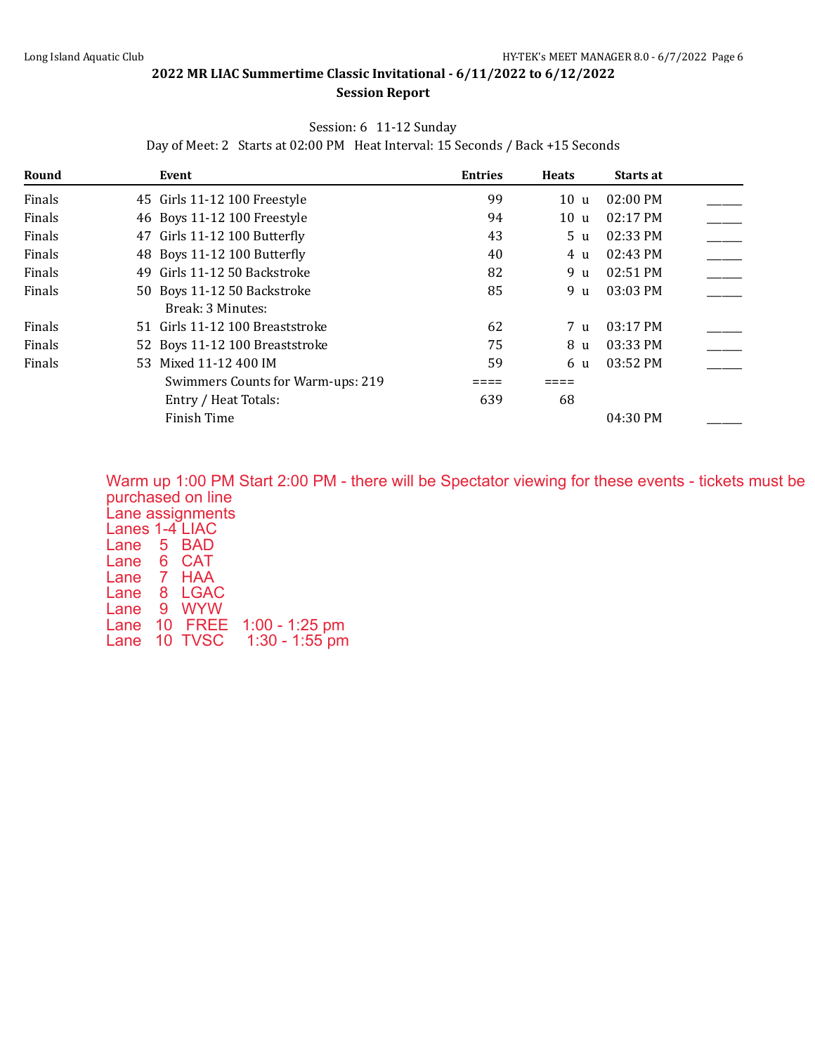## 2022 MR LIAC Summertime Classic Invitational - 6/11/2022 to 6/12/2022

### Session Report

Session: 6 11-12 Sunday

Day of Meet: 2 Starts at 02:00 PM Heat Interval: 15 Seconds / Back +15 Seconds

| Round | Event | Entries | Heats | Starts at | |
|---|---|---|---|---|---|
| Finals | 45 Girls 11-12 100 Freestyle | 99 | 10 u | 02:00 PM | _____ |
| Finals | 46 Boys 11-12 100 Freestyle | 94 | 10 u | 02:17 PM | _____ |
| Finals | 47 Girls 11-12 100 Butterfly | 43 | 5 u | 02:33 PM | _____ |
| Finals | 48 Boys 11-12 100 Butterfly | 40 | 4 u | 02:43 PM | _____ |
| Finals | 49 Girls 11-12 50 Backstroke | 82 | 9 u | 02:51 PM | _____ |
| Finals | 50 Boys 11-12 50 Backstroke | 85 | 9 u | 03:03 PM | _____ |
| | Break: 3 Minutes: | | | | |
| Finals | 51 Girls 11-12 100 Breaststroke | 62 | 7 u | 03:17 PM | _____ |
| Finals | 52 Boys 11-12 100 Breaststroke | 75 | 8 u | 03:33 PM | _____ |
| Finals | 53 Mixed 11-12 400 IM | 59 | 6 u | 03:52 PM | _____ |
| | Swimmers Counts for Warm-ups: 219 | ==== | ==== | | |
| | Entry / Heat Totals: | 639 | 68 | | |
| | Finish Time | | | 04:30 PM | _____ |

Warm up 1:00 PM Start 2:00 PM - there will be Spectator viewing for these events - tickets must be purchased on line

Lane assignments

Lanes 1-4 LIAC

Lane 5 BAD

Lane 6 CAT

Lane 7 HAA

Lane 8 LGAC

Lane 9 WYW

Lane 10 FREE 1:00 - 1:25 pm

Lane 10 TVSC 1:30 - 1:55 pm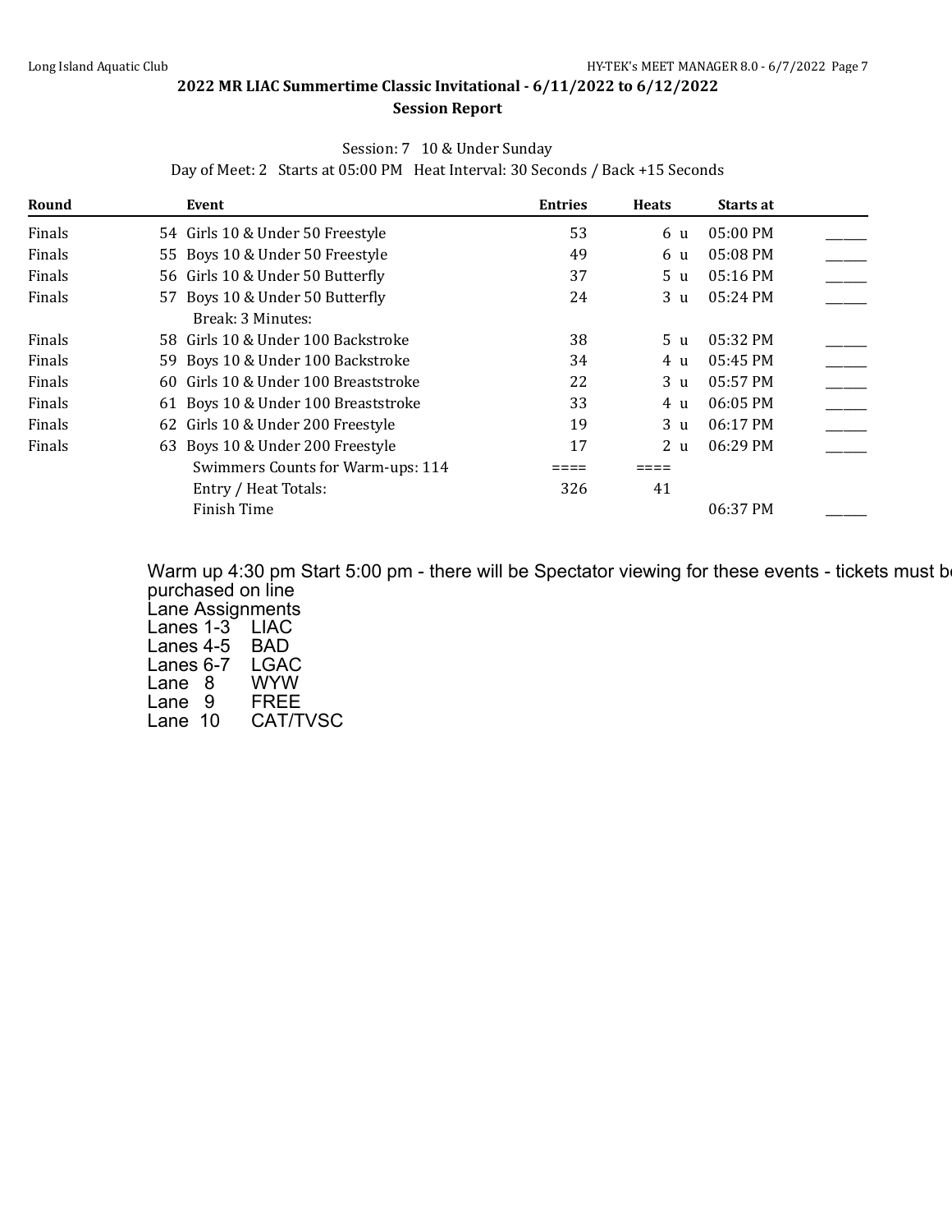## 2022 MR LIAC Summertime Classic Invitational - 6/11/2022 to 6/12/2022

### Session Report

Session: 7 10 & Under Sunday

Day of Meet: 2 Starts at 05:00 PM Heat Interval: 30 Seconds / Back +15 Seconds

| Round | Event | Entries | Heats | Starts at | |
|---|---|---|---|---|---|
| Finals | 54 Girls 10 & Under 50 Freestyle | 53 | 6 u | 05:00 PM | ______ |
| Finals | 55 Boys 10 & Under 50 Freestyle | 49 | 6 u | 05:08 PM | ______ |
| Finals | 56 Girls 10 & Under 50 Butterfly | 37 | 5 u | 05:16 PM | ______ |
| Finals | 57 Boys 10 & Under 50 Butterfly | 24 | 3 u | 05:24 PM | ______ |
| | Break: 3 Minutes: | | | | |
| Finals | 58 Girls 10 & Under 100 Backstroke | 38 | 5 u | 05:32 PM | ______ |
| Finals | 59 Boys 10 & Under 100 Backstroke | 34 | 4 u | 05:45 PM | ______ |
| Finals | 60 Girls 10 & Under 100 Breaststroke | 22 | 3 u | 05:57 PM | ______ |
| Finals | 61 Boys 10 & Under 100 Breaststroke | 33 | 4 u | 06:05 PM | ______ |
| Finals | 62 Girls 10 & Under 200 Freestyle | 19 | 3 u | 06:17 PM | ______ |
| Finals | 63 Boys 10 & Under 200 Freestyle | 17 | 2 u | 06:29 PM | ______ |
| | Swimmers Counts for Warm-ups: 114 | ==== | ==== | | |
| | Entry / Heat Totals: | 326 | 41 | | |
| | Finish Time | | | 06:37 PM | ______ |

Warm up 4:30 pm Start 5:00 pm - there will be Spectator viewing for these events - tickets must be purchased on line

Lane Assignments

Lanes 1-3 LIAC
Lanes 4-5 BAD
Lanes 6-7 LGAC
Lane 8 WYW
Lane 9 FREE
Lane 10 CAT/TVSC